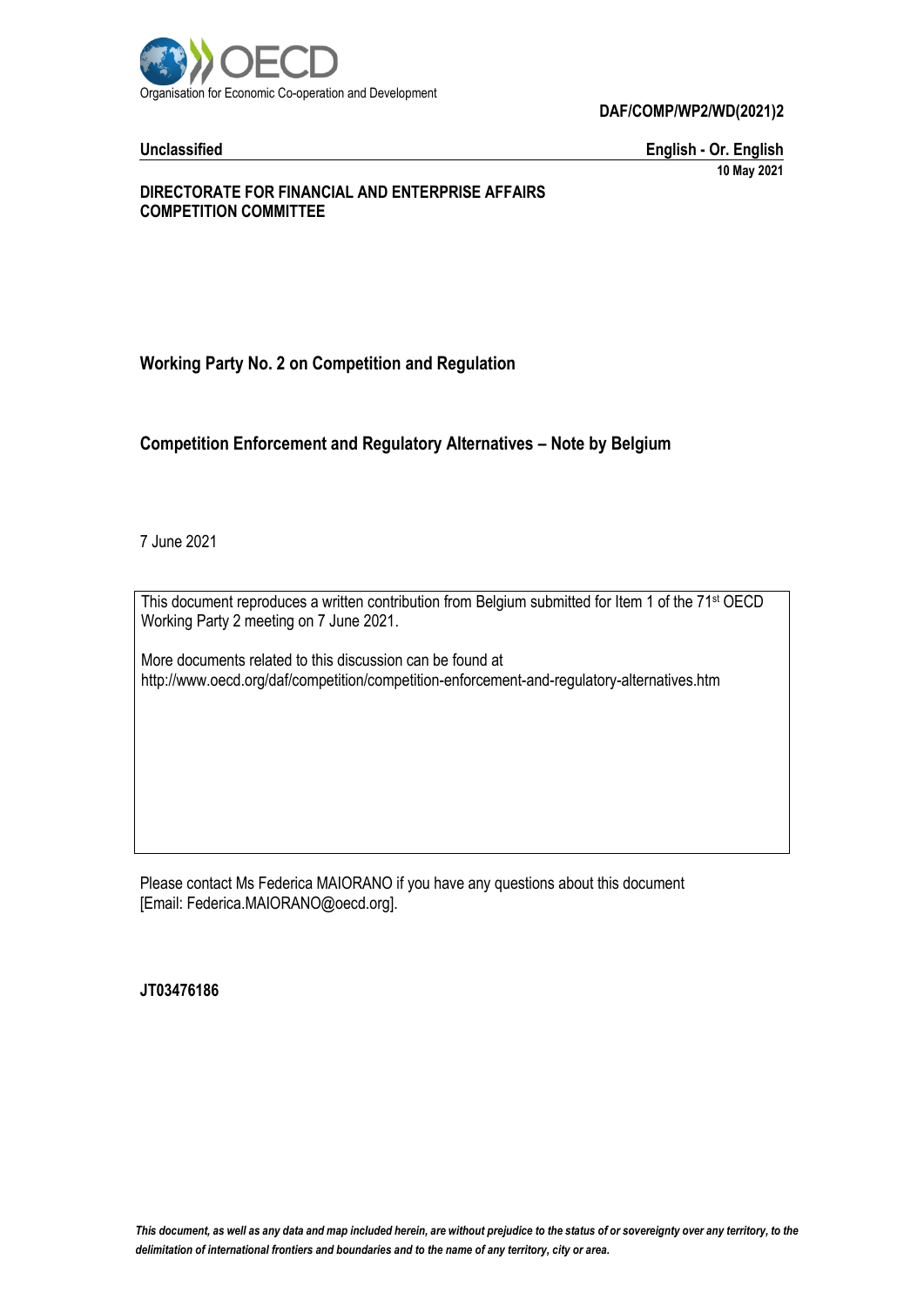Organisation for Economic Co-operation and Development

**DAF/COMP/WP2/WD(2021)2**

**Unclassified** **English - Or. English**

**10 May 2021**

**DIRECTORATE FOR FINANCIAL AND ENTERPRISE AFFAIRS**
**COMPETITION COMMITTEE**

## Working Party No. 2 on Competition and Regulation

## Competition Enforcement and Regulatory Alternatives – Note by Belgium

7 June 2021

This document reproduces a written contribution from Belgium submitted for Item 1 of the 71st OECD Working Party 2 meeting on 7 June 2021.

More documents related to this discussion can be found at
http://www.oecd.org/daf/competition/competition-enforcement-and-regulatory-alternatives.htm

Please contact Ms Federica MAIORANO if you have any questions about this document
[Email: Federica.MAIORANO@oecd.org].

**JT03476186**

*This document, as well as any data and map included herein, are without prejudice to the status of or sovereignty over any territory, to the delimitation of international frontiers and boundaries and to the name of any territory, city or area.*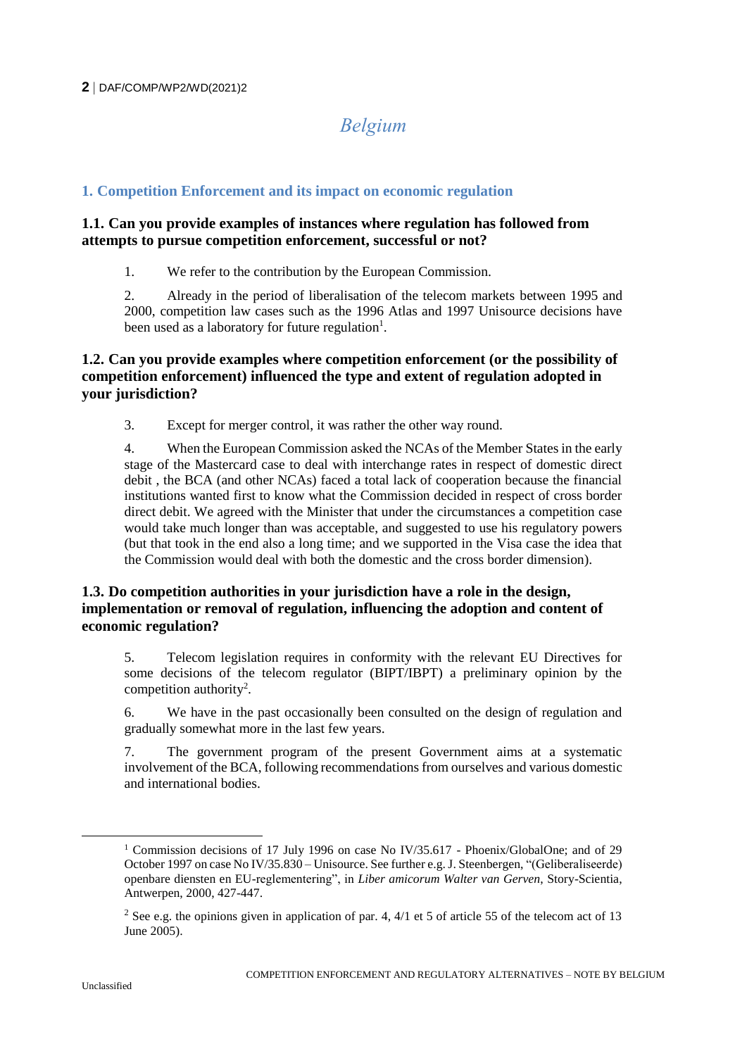# Belgium

## 1. Competition Enforcement and its impact on economic regulation

### 1.1. Can you provide examples of instances where regulation has followed from attempts to pursue competition enforcement, successful or not?

1. We refer to the contribution by the European Commission.

2. Already in the period of liberalisation of the telecom markets between 1995 and 2000, competition law cases such as the 1996 Atlas and 1997 Unisource decisions have been used as a laboratory for future regulation[1].

### 1.2. Can you provide examples where competition enforcement (or the possibility of competition enforcement) influenced the type and extent of regulation adopted in your jurisdiction?

3. Except for merger control, it was rather the other way round.

4. When the European Commission asked the NCAs of the Member States in the early stage of the Mastercard case to deal with interchange rates in respect of domestic direct debit , the BCA (and other NCAs) faced a total lack of cooperation because the financial institutions wanted first to know what the Commission decided in respect of cross border direct debit. We agreed with the Minister that under the circumstances a competition case would take much longer than was acceptable, and suggested to use his regulatory powers (but that took in the end also a long time; and we supported in the Visa case the idea that the Commission would deal with both the domestic and the cross border dimension).

### 1.3. Do competition authorities in your jurisdiction have a role in the design, implementation or removal of regulation, influencing the adoption and content of economic regulation?

5. Telecom legislation requires in conformity with the relevant EU Directives for some decisions of the telecom regulator (BIPT/IBPT) a preliminary opinion by the competition authority[2].

6. We have in the past occasionally been consulted on the design of regulation and gradually somewhat more in the last few years.

7. The government program of the present Government aims at a systematic involvement of the BCA, following recommendations from ourselves and various domestic and international bodies.

---

[1] Commission decisions of 17 July 1996 on case No IV/35.617 - Phoenix/GlobalOne; and of 29 October 1997 on case No IV/35.830 – Unisource. See further e.g. J. Steenbergen, "(Geliberaliseerde) openbare diensten en EU-reglementering", in *Liber amicorum Walter van Gerven*, Story-Scientia, Antwerpen, 2000, 427-447.

[2] See e.g. the opinions given in application of par. 4, 4/1 et 5 of article 55 of the telecom act of 13 June 2005).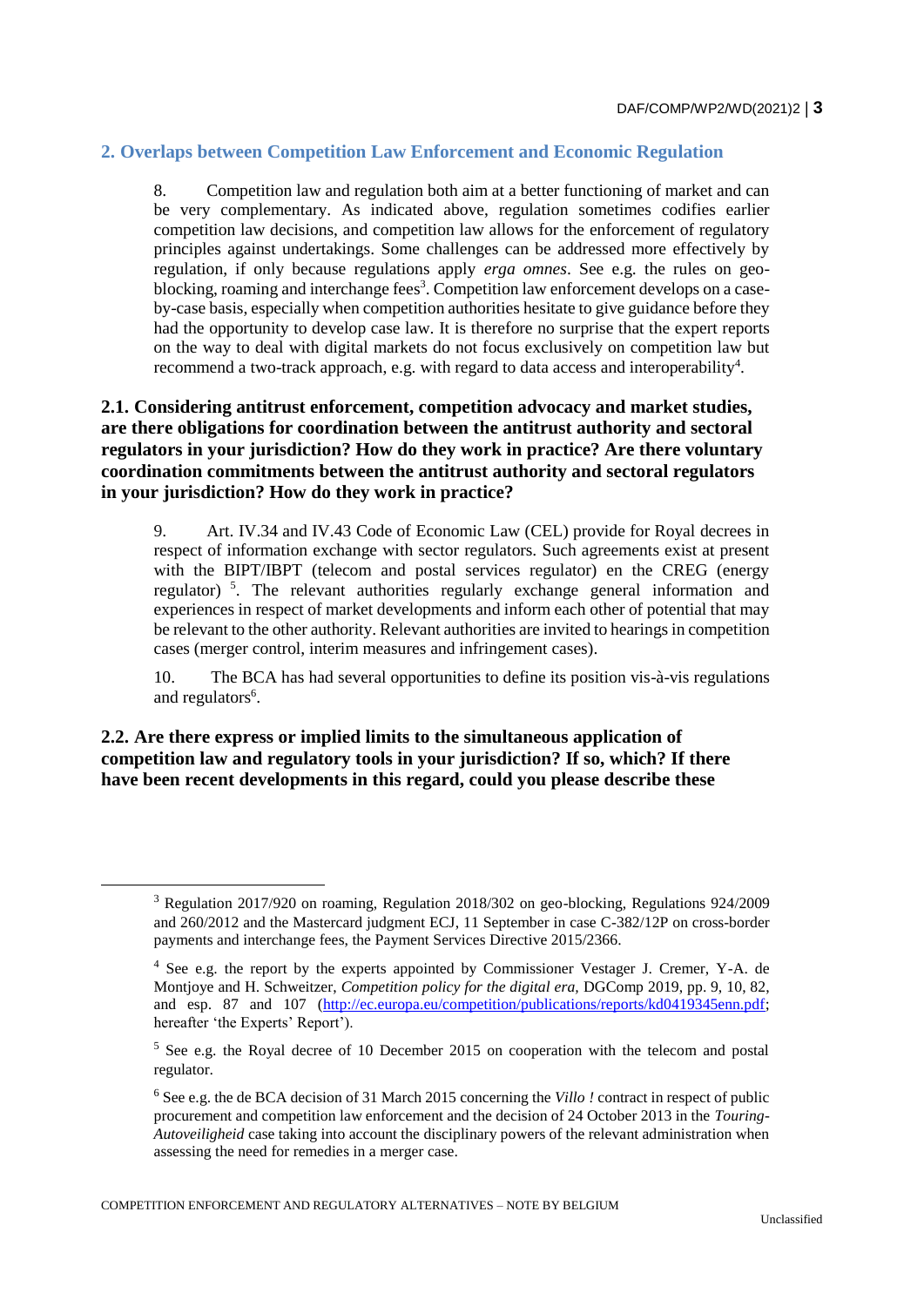## 2. Overlaps between Competition Law Enforcement and Economic Regulation

8. Competition law and regulation both aim at a better functioning of market and can be very complementary. As indicated above, regulation sometimes codifies earlier competition law decisions, and competition law allows for the enforcement of regulatory principles against undertakings. Some challenges can be addressed more effectively by regulation, if only because regulations apply *erga omnes*. See e.g. the rules on geo-blocking, roaming and interchange fees[3]. Competition law enforcement develops on a case-by-case basis, especially when competition authorities hesitate to give guidance before they had the opportunity to develop case law. It is therefore no surprise that the expert reports on the way to deal with digital markets do not focus exclusively on competition law but recommend a two-track approach, e.g. with regard to data access and interoperability[4].

### 2.1. Considering antitrust enforcement, competition advocacy and market studies, are there obligations for coordination between the antitrust authority and sectoral regulators in your jurisdiction? How do they work in practice? Are there voluntary coordination commitments between the antitrust authority and sectoral regulators in your jurisdiction? How do they work in practice?

9. Art. IV.34 and IV.43 Code of Economic Law (CEL) provide for Royal decrees in respect of information exchange with sector regulators. Such agreements exist at present with the BIPT/IBPT (telecom and postal services regulator) en the CREG (energy regulator) [5]. The relevant authorities regularly exchange general information and experiences in respect of market developments and inform each other of potential that may be relevant to the other authority. Relevant authorities are invited to hearings in competition cases (merger control, interim measures and infringement cases).

10. The BCA has had several opportunities to define its position vis-à-vis regulations and regulators[6].

### 2.2. Are there express or implied limits to the simultaneous application of competition law and regulatory tools in your jurisdiction? If so, which? If there have been recent developments in this regard, could you please describe these

[3] Regulation 2017/920 on roaming, Regulation 2018/302 on geo-blocking, Regulations 924/2009 and 260/2012 and the Mastercard judgment ECJ, 11 September in case C-382/12P on cross-border payments and interchange fees, the Payment Services Directive 2015/2366.

[4] See e.g. the report by the experts appointed by Commissioner Vestager J. Cremer, Y-A. de Montjoye and H. Schweitzer, *Competition policy for the digital era*, DGComp 2019, pp. 9, 10, 82, and esp. 87 and 107 (http://ec.europa.eu/competition/publications/reports/kd0419345enn.pdf; hereafter 'the Experts' Report').

[5] See e.g. the Royal decree of 10 December 2015 on cooperation with the telecom and postal regulator.

[6] See e.g. the de BCA decision of 31 March 2015 concerning the *Villo !* contract in respect of public procurement and competition law enforcement and the decision of 24 October 2013 in the *Touring-Autoveiligheid* case taking into account the disciplinary powers of the relevant administration when assessing the need for remedies in a merger case.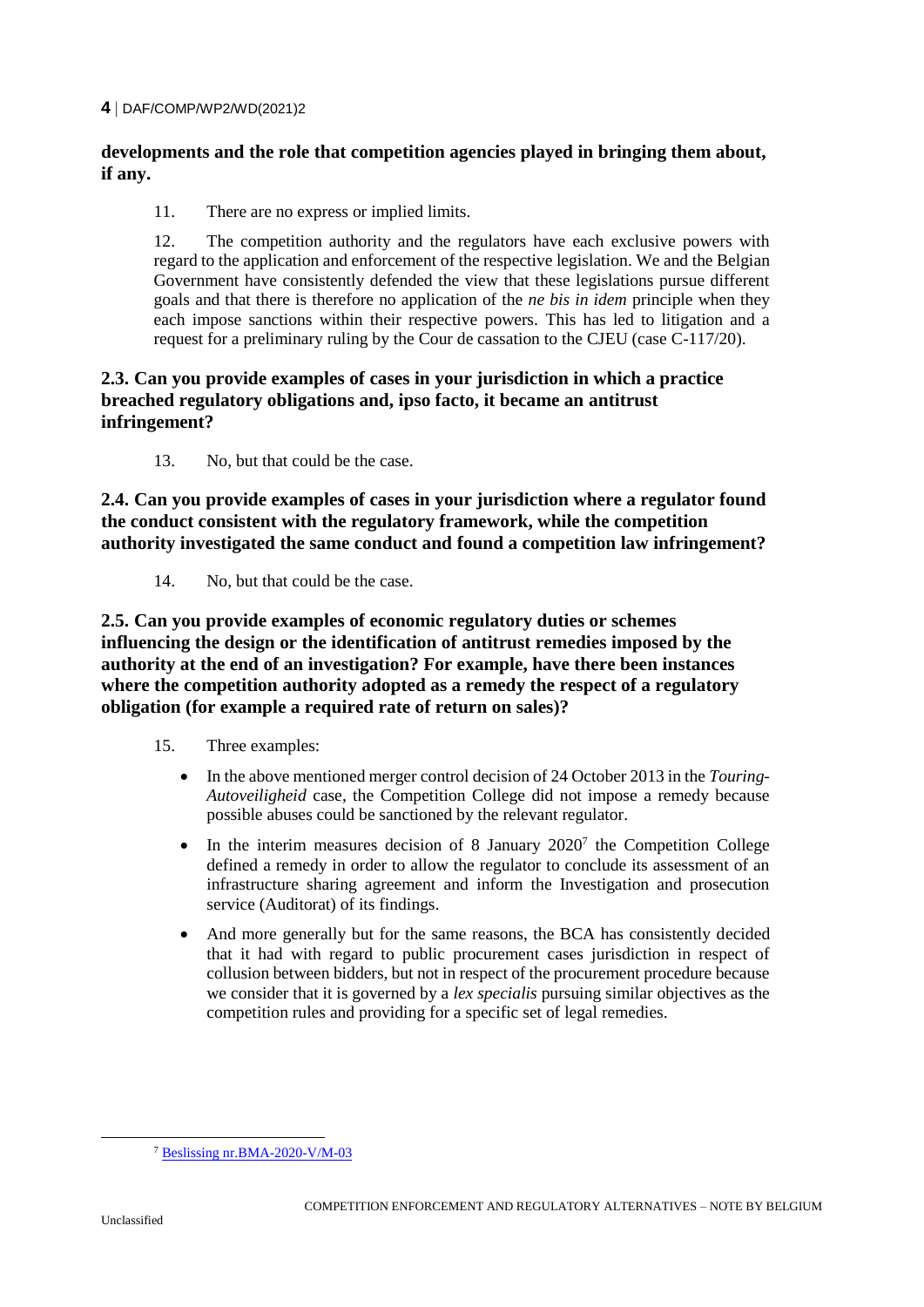**developments and the role that competition agencies played in bringing them about, if any.**

11. There are no express or implied limits.

12. The competition authority and the regulators have each exclusive powers with regard to the application and enforcement of the respective legislation. We and the Belgian Government have consistently defended the view that these legislations pursue different goals and that there is therefore no application of the *ne bis in idem* principle when they each impose sanctions within their respective powers. This has led to litigation and a request for a preliminary ruling by the Cour de cassation to the CJEU (case C-117/20).

### 2.3. Can you provide examples of cases in your jurisdiction in which a practice breached regulatory obligations and, ipso facto, it became an antitrust infringement?

13. No, but that could be the case.

### 2.4. Can you provide examples of cases in your jurisdiction where a regulator found the conduct consistent with the regulatory framework, while the competition authority investigated the same conduct and found a competition law infringement?

14. No, but that could be the case.

### 2.5. Can you provide examples of economic regulatory duties or schemes influencing the design or the identification of antitrust remedies imposed by the authority at the end of an investigation? For example, have there been instances where the competition authority adopted as a remedy the respect of a regulatory obligation (for example a required rate of return on sales)?

15. Three examples:

- In the above mentioned merger control decision of 24 October 2013 in the *Touring-Autoveiligheid* case, the Competition College did not impose a remedy because possible abuses could be sanctioned by the relevant regulator.
- In the interim measures decision of 8 January 2020[7] the Competition College defined a remedy in order to allow the regulator to conclude its assessment of an infrastructure sharing agreement and inform the Investigation and prosecution service (Auditorat) of its findings.
- And more generally but for the same reasons, the BCA has consistently decided that it had with regard to public procurement cases jurisdiction in respect of collusion between bidders, but not in respect of the procurement procedure because we consider that it is governed by a *lex specialis* pursuing similar objectives as the competition rules and providing for a specific set of legal remedies.

[7] Beslissing nr.BMA-2020-V/M-03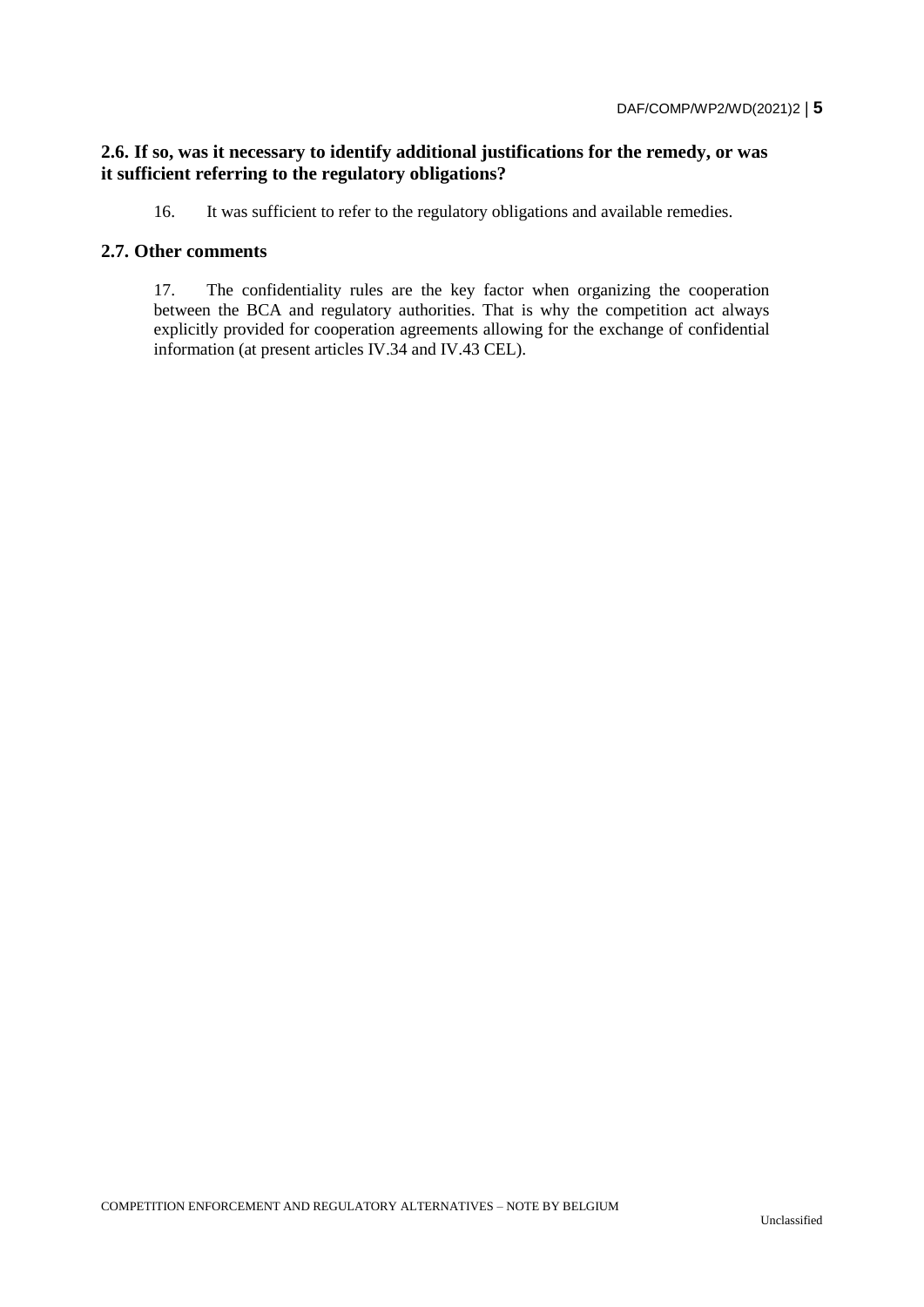### 2.6. If so, was it necessary to identify additional justifications for the remedy, or was it sufficient referring to the regulatory obligations?

16. It was sufficient to refer to the regulatory obligations and available remedies.

### 2.7. Other comments

17. The confidentiality rules are the key factor when organizing the cooperation between the BCA and regulatory authorities. That is why the competition act always explicitly provided for cooperation agreements allowing for the exchange of confidential information (at present articles IV.34 and IV.43 CEL).